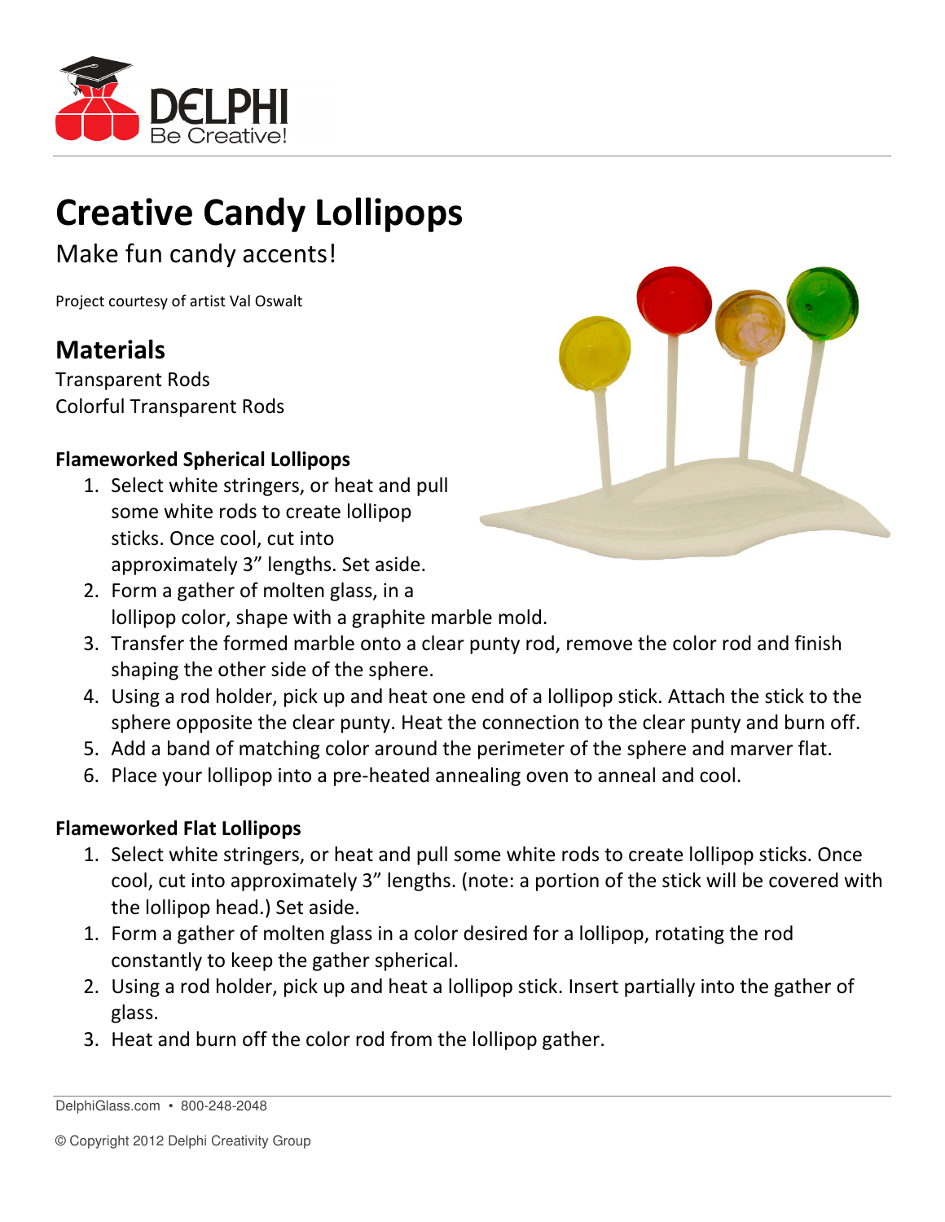# Creative Candy Lollipops

Make fun candy accents!

Project courtesy of artist Val Oswalt

## Materials

Transparent Rods
Colorful Transparent Rods

### Flameworked Spherical Lollipops

1. Select white stringers, or heat and pull some white rods to create lollipop sticks. Once cool, cut into approximately 3" lengths. Set aside.
2. Form a gather of molten glass, in a lollipop color, shape with a graphite marble mold.
3. Transfer the formed marble onto a clear punty rod, remove the color rod and finish shaping the other side of the sphere.
4. Using a rod holder, pick up and heat one end of a lollipop stick. Attach the stick to the sphere opposite the clear punty. Heat the connection to the clear punty and burn off.
5. Add a band of matching color around the perimeter of the sphere and marver flat.
6. Place your lollipop into a pre-heated annealing oven to anneal and cool.

### Flameworked Flat Lollipops

1. Select white stringers, or heat and pull some white rods to create lollipop sticks. Once cool, cut into approximately 3" lengths. (note: a portion of the stick will be covered with the lollipop head.) Set aside.
1. Form a gather of molten glass in a color desired for a lollipop, rotating the rod constantly to keep the gather spherical.
2. Using a rod holder, pick up and heat a lollipop stick. Insert partially into the gather of glass.
3. Heat and burn off the color rod from the lollipop gather.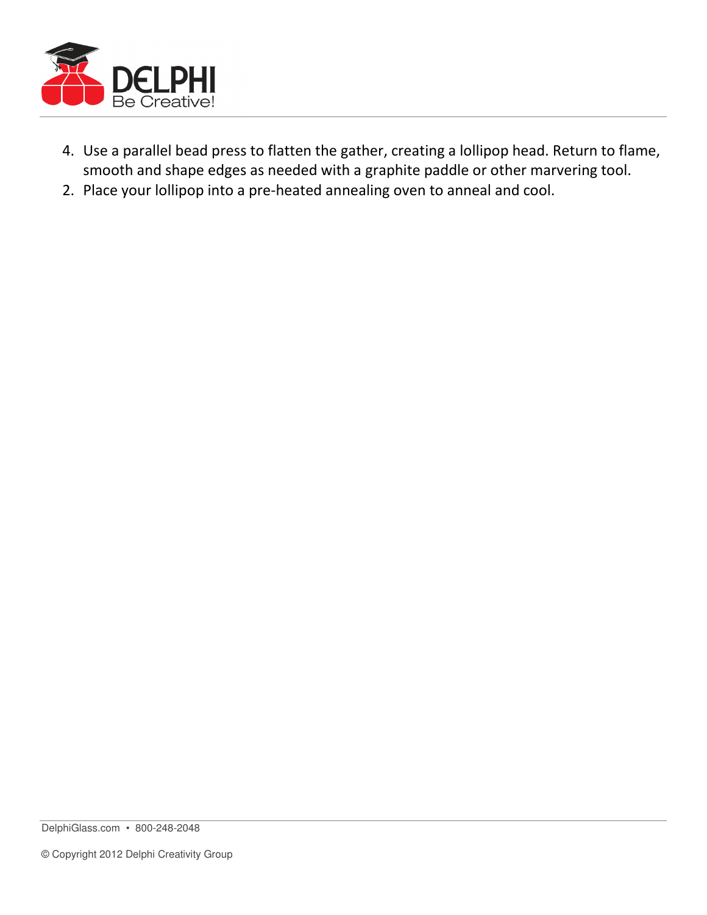4. Use a parallel bead press to flatten the gather, creating a lollipop head. Return to flame, smooth and shape edges as needed with a graphite paddle or other marvering tool.
2. Place your lollipop into a pre-heated annealing oven to anneal and cool.